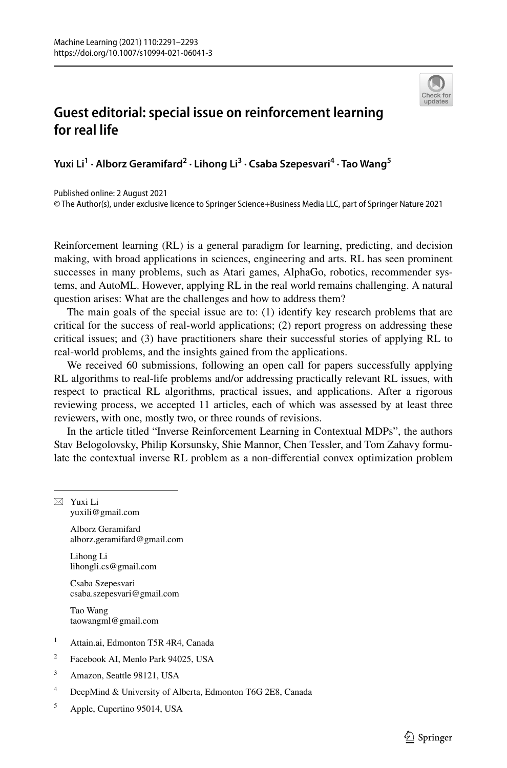# Guest editorial: special issue on reinforcement learning for real life

**Yuxi Li[1] · Alborz Geramifard[2] · Lihong Li[3] · Csaba Szepesvari[4] · Tao Wang[5]**

Published online: 2 August 2021
© The Author(s), under exclusive licence to Springer Science+Business Media LLC, part of Springer Nature 2021

Reinforcement learning (RL) is a general paradigm for learning, predicting, and decision making, with broad applications in sciences, engineering and arts. RL has seen prominent successes in many problems, such as Atari games, AlphaGo, robotics, recommender systems, and AutoML. However, applying RL in the real world remains challenging. A natural question arises: What are the challenges and how to address them?

The main goals of the special issue are to: (1) identify key research problems that are critical for the success of real-world applications; (2) report progress on addressing these critical issues; and (3) have practitioners share their successful stories of applying RL to real-world problems, and the insights gained from the applications.

We received 60 submissions, following an open call for papers successfully applying RL algorithms to real-life problems and/or addressing practically relevant RL issues, with respect to practical RL algorithms, practical issues, and applications. After a rigorous reviewing process, we accepted 11 articles, each of which was assessed by at least three reviewers, with one, mostly two, or three rounds of revisions.

In the article titled "Inverse Reinforcement Learning in Contextual MDPs", the authors Stav Belogolovsky, Philip Korsunsky, Shie Mannor, Chen Tessler, and Tom Zahavy formulate the contextual inverse RL problem as a non-differential convex optimization problem

---

✉ Yuxi Li
yuxili@gmail.com

Alborz Geramifard
alborz.geramifard@gmail.com

Lihong Li
lihongli.cs@gmail.com

Csaba Szepesvari
csaba.szepesvari@gmail.com

Tao Wang
taowangml@gmail.com

[1] Attain.ai, Edmonton T5R 4R4, Canada

[2] Facebook AI, Menlo Park 94025, USA

[3] Amazon, Seattle 98121, USA

[4] DeepMind & University of Alberta, Edmonton T6G 2E8, Canada

[5] Apple, Cupertino 95014, USA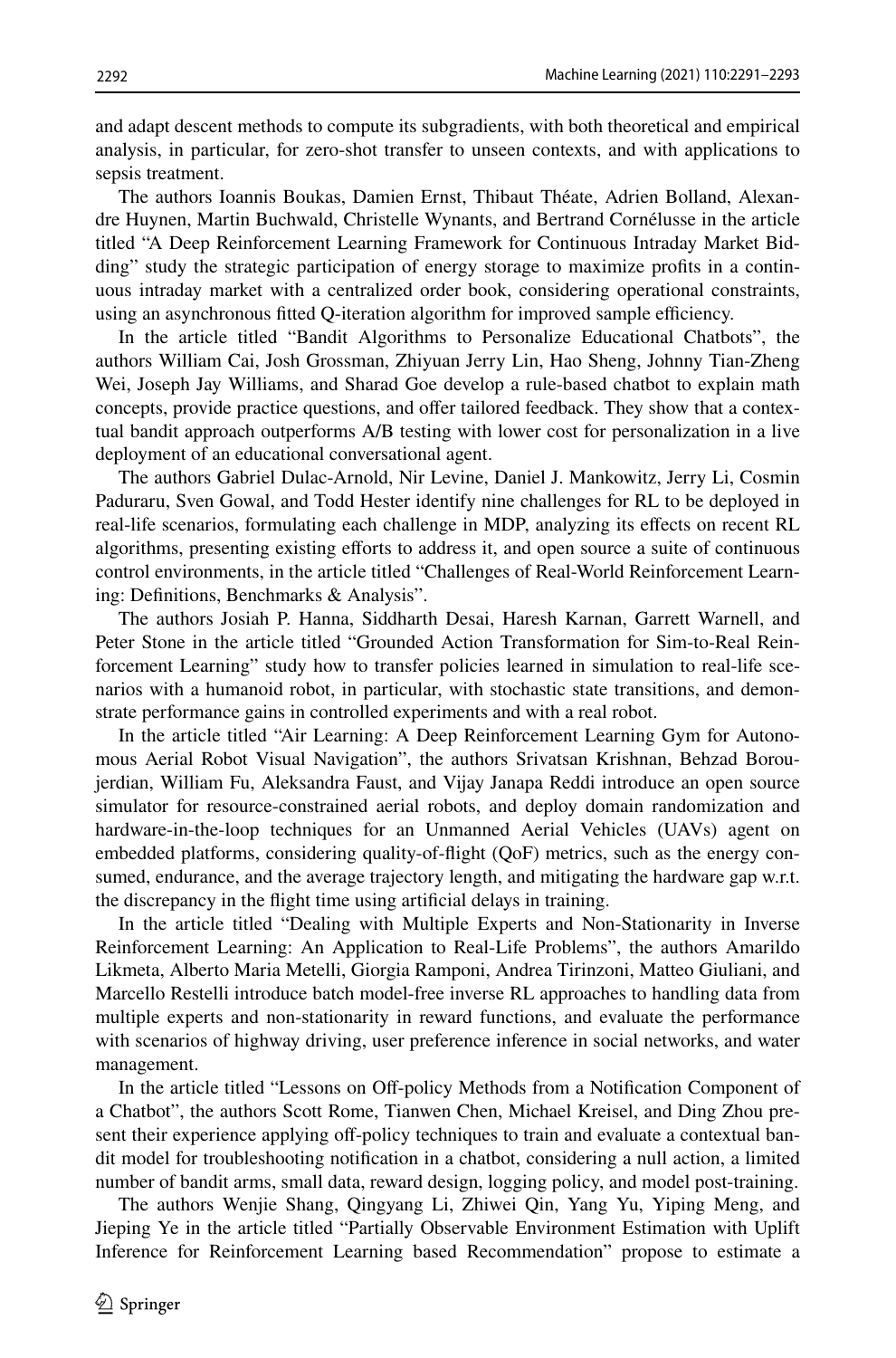and adapt descent methods to compute its subgradients, with both theoretical and empirical analysis, in particular, for zero-shot transfer to unseen contexts, and with applications to sepsis treatment.

The authors Ioannis Boukas, Damien Ernst, Thibaut Théate, Adrien Bolland, Alexandre Huynen, Martin Buchwald, Christelle Wynants, and Bertrand Cornélusse in the article titled "A Deep Reinforcement Learning Framework for Continuous Intraday Market Bidding" study the strategic participation of energy storage to maximize profits in a continuous intraday market with a centralized order book, considering operational constraints, using an asynchronous fitted Q-iteration algorithm for improved sample efficiency.

In the article titled "Bandit Algorithms to Personalize Educational Chatbots", the authors William Cai, Josh Grossman, Zhiyuan Jerry Lin, Hao Sheng, Johnny Tian-Zheng Wei, Joseph Jay Williams, and Sharad Goe develop a rule-based chatbot to explain math concepts, provide practice questions, and offer tailored feedback. They show that a contextual bandit approach outperforms A/B testing with lower cost for personalization in a live deployment of an educational conversational agent.

The authors Gabriel Dulac-Arnold, Nir Levine, Daniel J. Mankowitz, Jerry Li, Cosmin Paduraru, Sven Gowal, and Todd Hester identify nine challenges for RL to be deployed in real-life scenarios, formulating each challenge in MDP, analyzing its effects on recent RL algorithms, presenting existing efforts to address it, and open source a suite of continuous control environments, in the article titled "Challenges of Real-World Reinforcement Learning: Definitions, Benchmarks & Analysis".

The authors Josiah P. Hanna, Siddharth Desai, Haresh Karnan, Garrett Warnell, and Peter Stone in the article titled "Grounded Action Transformation for Sim-to-Real Reinforcement Learning" study how to transfer policies learned in simulation to real-life scenarios with a humanoid robot, in particular, with stochastic state transitions, and demonstrate performance gains in controlled experiments and with a real robot.

In the article titled "Air Learning: A Deep Reinforcement Learning Gym for Autonomous Aerial Robot Visual Navigation", the authors Srivatsan Krishnan, Behzad Boroujerdian, William Fu, Aleksandra Faust, and Vijay Janapa Reddi introduce an open source simulator for resource-constrained aerial robots, and deploy domain randomization and hardware-in-the-loop techniques for an Unmanned Aerial Vehicles (UAVs) agent on embedded platforms, considering quality-of-flight (QoF) metrics, such as the energy consumed, endurance, and the average trajectory length, and mitigating the hardware gap w.r.t. the discrepancy in the flight time using artificial delays in training.

In the article titled "Dealing with Multiple Experts and Non-Stationarity in Inverse Reinforcement Learning: An Application to Real-Life Problems", the authors Amarildo Likmeta, Alberto Maria Metelli, Giorgia Ramponi, Andrea Tirinzoni, Matteo Giuliani, and Marcello Restelli introduce batch model-free inverse RL approaches to handling data from multiple experts and non-stationarity in reward functions, and evaluate the performance with scenarios of highway driving, user preference inference in social networks, and water management.

In the article titled "Lessons on Off-policy Methods from a Notification Component of a Chatbot", the authors Scott Rome, Tianwen Chen, Michael Kreisel, and Ding Zhou present their experience applying off-policy techniques to train and evaluate a contextual bandit model for troubleshooting notification in a chatbot, considering a null action, a limited number of bandit arms, small data, reward design, logging policy, and model post-training.

The authors Wenjie Shang, Qingyang Li, Zhiwei Qin, Yang Yu, Yiping Meng, and Jieping Ye in the article titled "Partially Observable Environment Estimation with Uplift Inference for Reinforcement Learning based Recommendation" propose to estimate a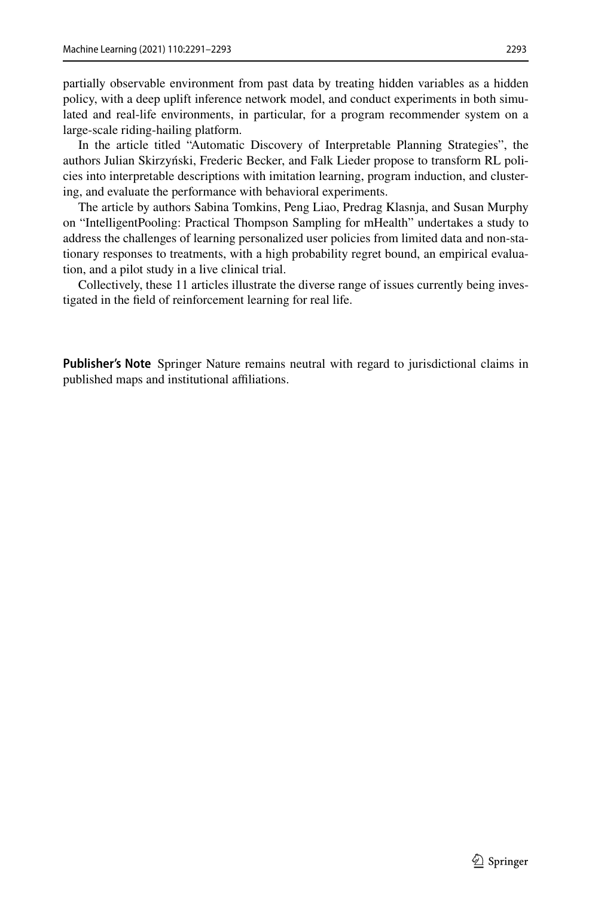partially observable environment from past data by treating hidden variables as a hidden policy, with a deep uplift inference network model, and conduct experiments in both simulated and real-life environments, in particular, for a program recommender system on a large-scale riding-hailing platform.

In the article titled "Automatic Discovery of Interpretable Planning Strategies", the authors Julian Skirzyński, Frederic Becker, and Falk Lieder propose to transform RL policies into interpretable descriptions with imitation learning, program induction, and clustering, and evaluate the performance with behavioral experiments.

The article by authors Sabina Tomkins, Peng Liao, Predrag Klasnja, and Susan Murphy on "IntelligentPooling: Practical Thompson Sampling for mHealth" undertakes a study to address the challenges of learning personalized user policies from limited data and non-stationary responses to treatments, with a high probability regret bound, an empirical evaluation, and a pilot study in a live clinical trial.

Collectively, these 11 articles illustrate the diverse range of issues currently being investigated in the field of reinforcement learning for real life.

**Publisher's Note** Springer Nature remains neutral with regard to jurisdictional claims in published maps and institutional affiliations.